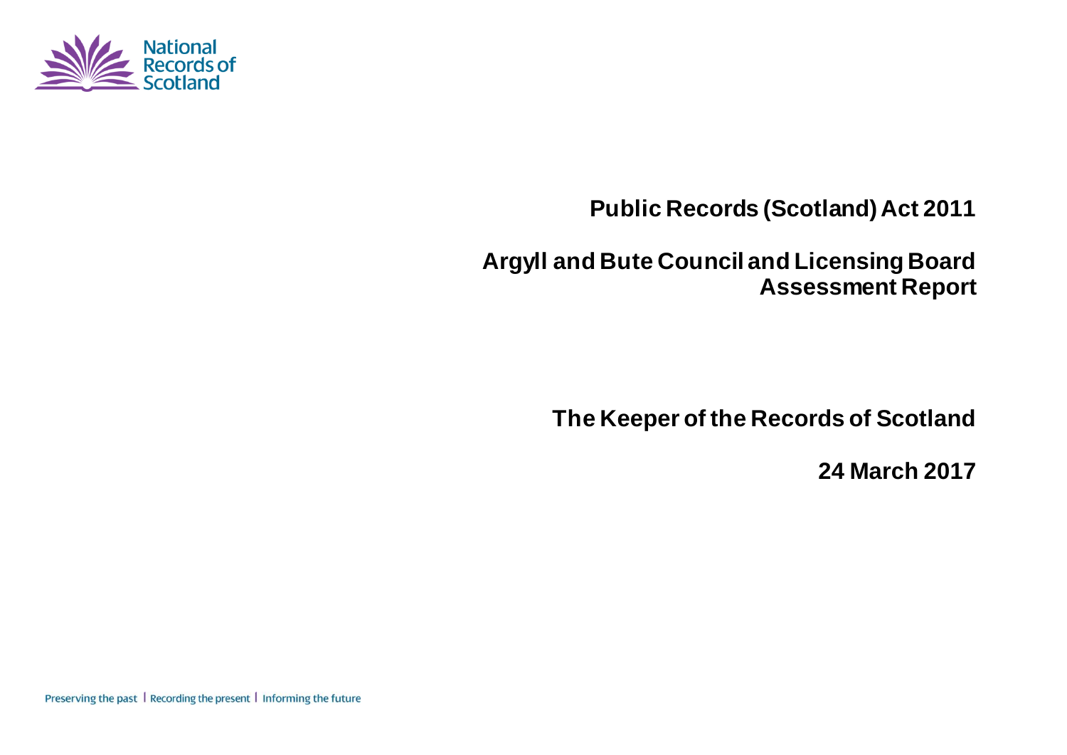National Records of Scotland

# Public Records (Scotland) Act 2011

## Argyll and Bute Council and Licensing Board Assessment Report

## The Keeper of the Records of Scotland

## 24 March 2017

Preserving the past | Recording the present | Informing the future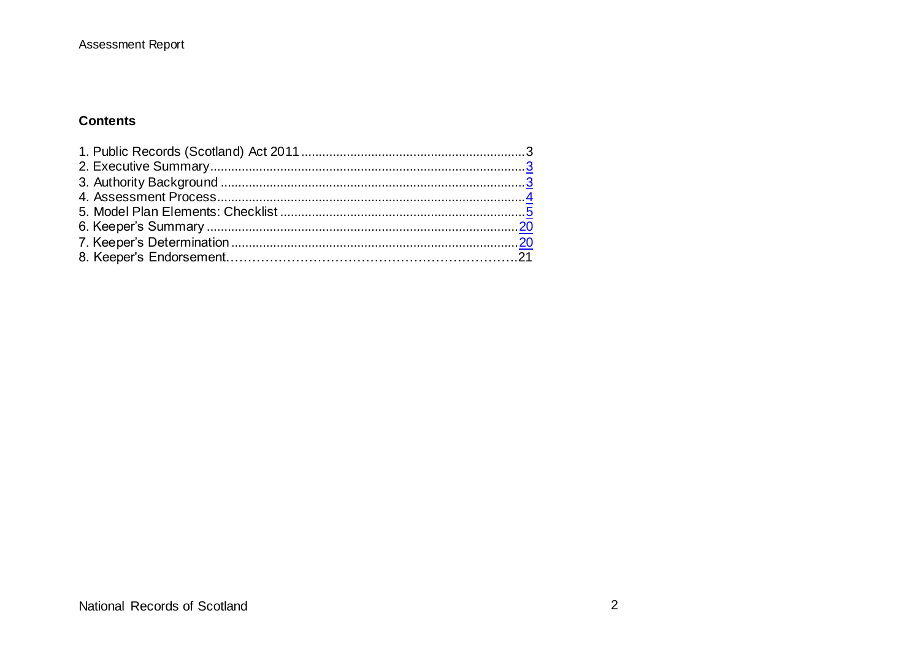## Contents

1. Public Records (Scotland) Act 2011 ............................................................. 3
2. Executive Summary ......................................................................................... 3
3. Authority Background ..................................................................................... 3
4. Assessment Process ....................................................................................... 4
5. Model Plan Elements: Checklist ..................................................................... 5
6. Keeper's Summary ........................................................................................ 20
7. Keeper's Determination ................................................................................. 20
8. Keeper's Endorsement.................................................................................. 21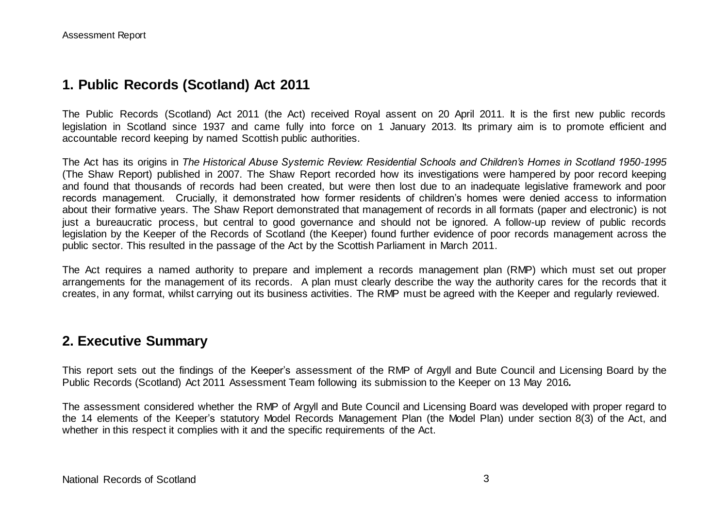## 1. Public Records (Scotland) Act 2011

The Public Records (Scotland) Act 2011 (the Act) received Royal assent on 20 April 2011. It is the first new public records legislation in Scotland since 1937 and came fully into force on 1 January 2013. Its primary aim is to promote efficient and accountable record keeping by named Scottish public authorities.

The Act has its origins in *The Historical Abuse Systemic Review: Residential Schools and Children's Homes in Scotland 1950-1995* (The Shaw Report) published in 2007. The Shaw Report recorded how its investigations were hampered by poor record keeping and found that thousands of records had been created, but were then lost due to an inadequate legislative framework and poor records management. Crucially, it demonstrated how former residents of children's homes were denied access to information about their formative years. The Shaw Report demonstrated that management of records in all formats (paper and electronic) is not just a bureaucratic process, but central to good governance and should not be ignored. A follow-up review of public records legislation by the Keeper of the Records of Scotland (the Keeper) found further evidence of poor records management across the public sector. This resulted in the passage of the Act by the Scottish Parliament in March 2011.

The Act requires a named authority to prepare and implement a records management plan (RMP) which must set out proper arrangements for the management of its records. A plan must clearly describe the way the authority cares for the records that it creates, in any format, whilst carrying out its business activities. The RMP must be agreed with the Keeper and regularly reviewed.

## 2. Executive Summary

This report sets out the findings of the Keeper's assessment of the RMP of Argyll and Bute Council and Licensing Board by the Public Records (Scotland) Act 2011 Assessment Team following its submission to the Keeper on 13 May 2016**.**

The assessment considered whether the RMP of Argyll and Bute Council and Licensing Board was developed with proper regard to the 14 elements of the Keeper's statutory Model Records Management Plan (the Model Plan) under section 8(3) of the Act, and whether in this respect it complies with it and the specific requirements of the Act.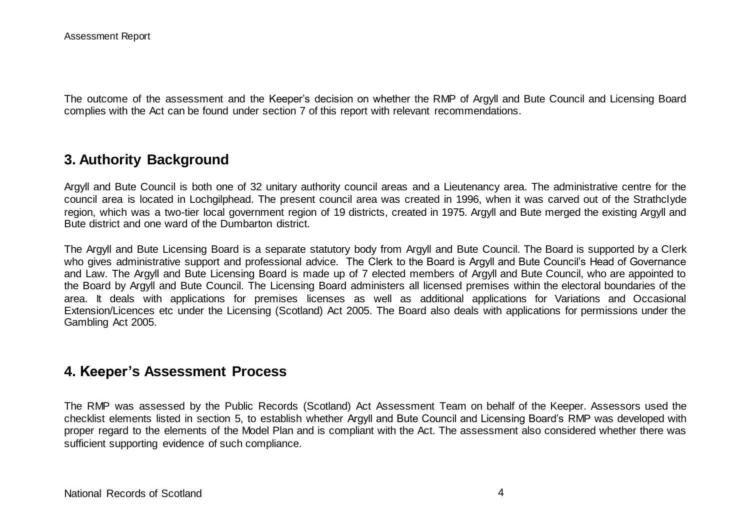The outcome of the assessment and the Keeper's decision on whether the RMP of Argyll and Bute Council and Licensing Board complies with the Act can be found under section 7 of this report with relevant recommendations.

## 3. Authority Background

Argyll and Bute Council is both one of 32 unitary authority council areas and a Lieutenancy area. The administrative centre for the council area is located in Lochgilphead. The present council area was created in 1996, when it was carved out of the Strathclyde region, which was a two-tier local government region of 19 districts, created in 1975. Argyll and Bute merged the existing Argyll and Bute district and one ward of the Dumbarton district.

The Argyll and Bute Licensing Board is a separate statutory body from Argyll and Bute Council. The Board is supported by a Clerk who gives administrative support and professional advice. The Clerk to the Board is Argyll and Bute Council's Head of Governance and Law. The Argyll and Bute Licensing Board is made up of 7 elected members of Argyll and Bute Council, who are appointed to the Board by Argyll and Bute Council. The Licensing Board administers all licensed premises within the electoral boundaries of the area. It deals with applications for premises licenses as well as additional applications for Variations and Occasional Extension/Licences etc under the Licensing (Scotland) Act 2005. The Board also deals with applications for permissions under the Gambling Act 2005.

## 4. Keeper's Assessment Process

The RMP was assessed by the Public Records (Scotland) Act Assessment Team on behalf of the Keeper. Assessors used the checklist elements listed in section 5, to establish whether Argyll and Bute Council and Licensing Board's RMP was developed with proper regard to the elements of the Model Plan and is compliant with the Act. The assessment also considered whether there was sufficient supporting evidence of such compliance.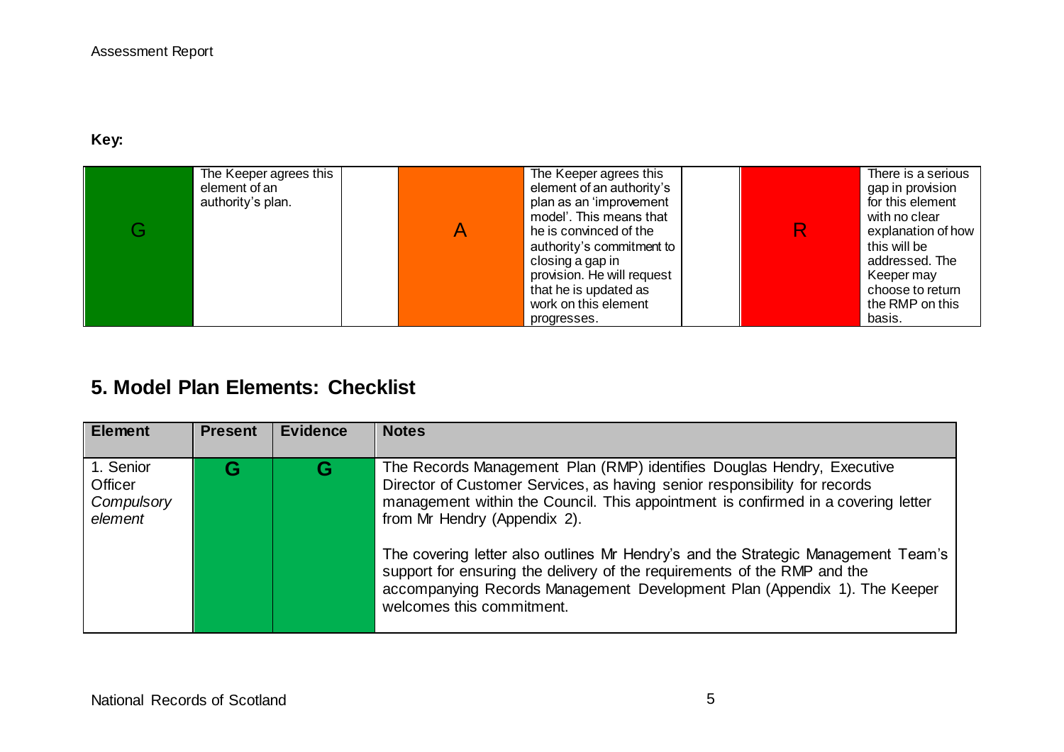**Key:**

| G | The Keeper agrees this element of an authority's plan. | | A | The Keeper agrees this element of an authority's plan as an 'improvement model'. This means that he is convinced of the authority's commitment to closing a gap in provision. He will request that he is updated as work on this element progresses. | | R | There is a serious gap in provision for this element with no clear explanation of how this will be addressed. The Keeper may choose to return the RMP on this basis. |
|---|---|---|---|---|---|---|---|

## 5. Model Plan Elements: Checklist

| Element | Present | Evidence | Notes |
|---|---|---|---|
| 1. Senior Officer *Compulsory element* | G | G | The Records Management Plan (RMP) identifies Douglas Hendry, Executive Director of Customer Services, as having senior responsibility for records management within the Council. This appointment is confirmed in a covering letter from Mr Hendry (Appendix 2).<br><br>The covering letter also outlines Mr Hendry's and the Strategic Management Team's support for ensuring the delivery of the requirements of the RMP and the accompanying Records Management Development Plan (Appendix 1). The Keeper welcomes this commitment. |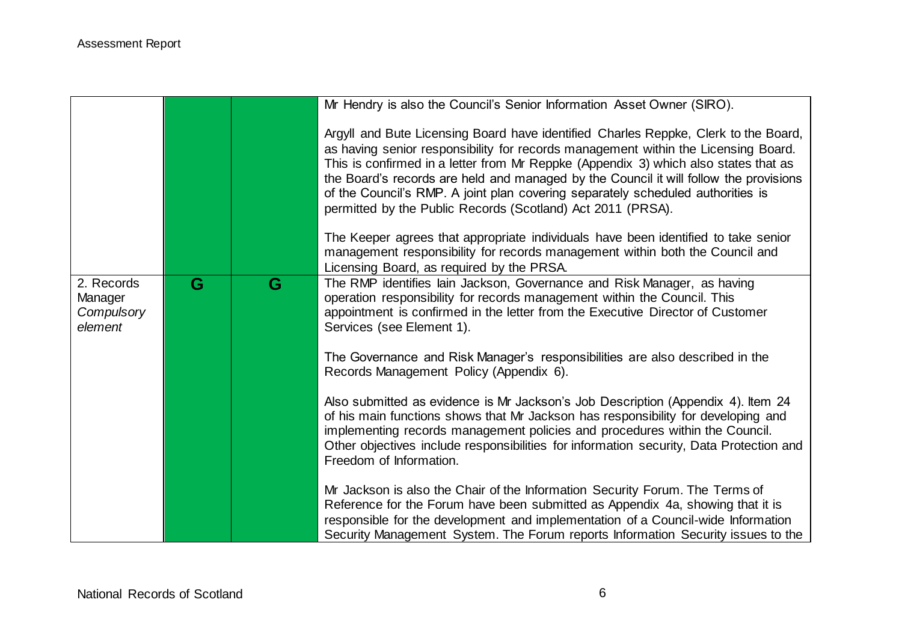| | | | |
|---|---|---|---|
| | | | Mr Hendry is also the Council's Senior Information Asset Owner (SIRO).<br><br>Argyll and Bute Licensing Board have identified Charles Reppke, Clerk to the Board, as having senior responsibility for records management within the Licensing Board. This is confirmed in a letter from Mr Reppke (Appendix 3) which also states that as the Board's records are held and managed by the Council it will follow the provisions of the Council's RMP. A joint plan covering separately scheduled authorities is permitted by the Public Records (Scotland) Act 2011 (PRSA).<br><br>The Keeper agrees that appropriate individuals have been identified to take senior management responsibility for records management within both the Council and Licensing Board, as required by the PRSA. |
| 2. Records Manager *Compulsory element* | G | G | The RMP identifies Iain Jackson, Governance and Risk Manager, as having operation responsibility for records management within the Council. This appointment is confirmed in the letter from the Executive Director of Customer Services (see Element 1).<br><br>The Governance and Risk Manager's responsibilities are also described in the Records Management Policy (Appendix 6).<br><br>Also submitted as evidence is Mr Jackson's Job Description (Appendix 4). Item 24 of his main functions shows that Mr Jackson has responsibility for developing and implementing records management policies and procedures within the Council. Other objectives include responsibilities for information security, Data Protection and Freedom of Information.<br><br>Mr Jackson is also the Chair of the Information Security Forum. The Terms of Reference for the Forum have been submitted as Appendix 4a, showing that it is responsible for the development and implementation of a Council-wide Information Security Management System. The Forum reports Information Security issues to the |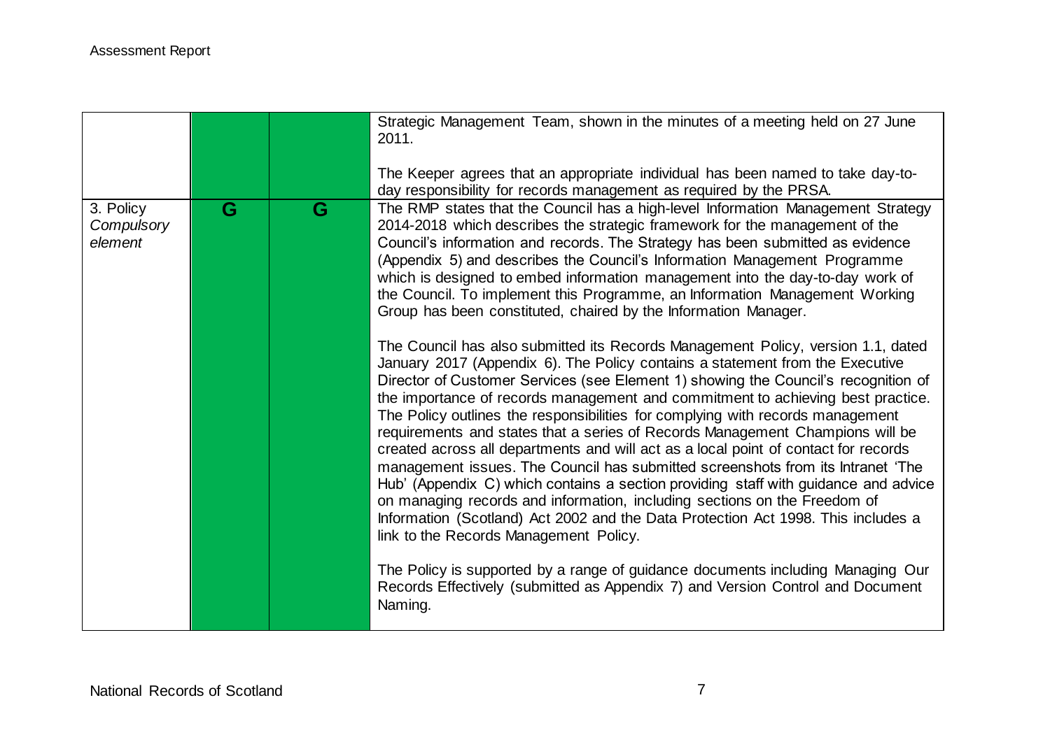| | | | |
|---|---|---|---|
| | | | Strategic Management Team, shown in the minutes of a meeting held on 27 June 2011.<br><br>The Keeper agrees that an appropriate individual has been named to take day-to-day responsibility for records management as required by the PRSA. |
| 3. Policy *Compulsory element* | G | G | The RMP states that the Council has a high-level Information Management Strategy 2014-2018 which describes the strategic framework for the management of the Council's information and records. The Strategy has been submitted as evidence (Appendix 5) and describes the Council's Information Management Programme which is designed to embed information management into the day-to-day work of the Council. To implement this Programme, an Information Management Working Group has been constituted, chaired by the Information Manager.<br><br>The Council has also submitted its Records Management Policy, version 1.1, dated January 2017 (Appendix 6). The Policy contains a statement from the Executive Director of Customer Services (see Element 1) showing the Council's recognition of the importance of records management and commitment to achieving best practice. The Policy outlines the responsibilities for complying with records management requirements and states that a series of Records Management Champions will be created across all departments and will act as a local point of contact for records management issues. The Council has submitted screenshots from its Intranet 'The Hub' (Appendix C) which contains a section providing staff with guidance and advice on managing records and information, including sections on the Freedom of Information (Scotland) Act 2002 and the Data Protection Act 1998. This includes a link to the Records Management Policy.<br><br>The Policy is supported by a range of guidance documents including Managing Our Records Effectively (submitted as Appendix 7) and Version Control and Document Naming. |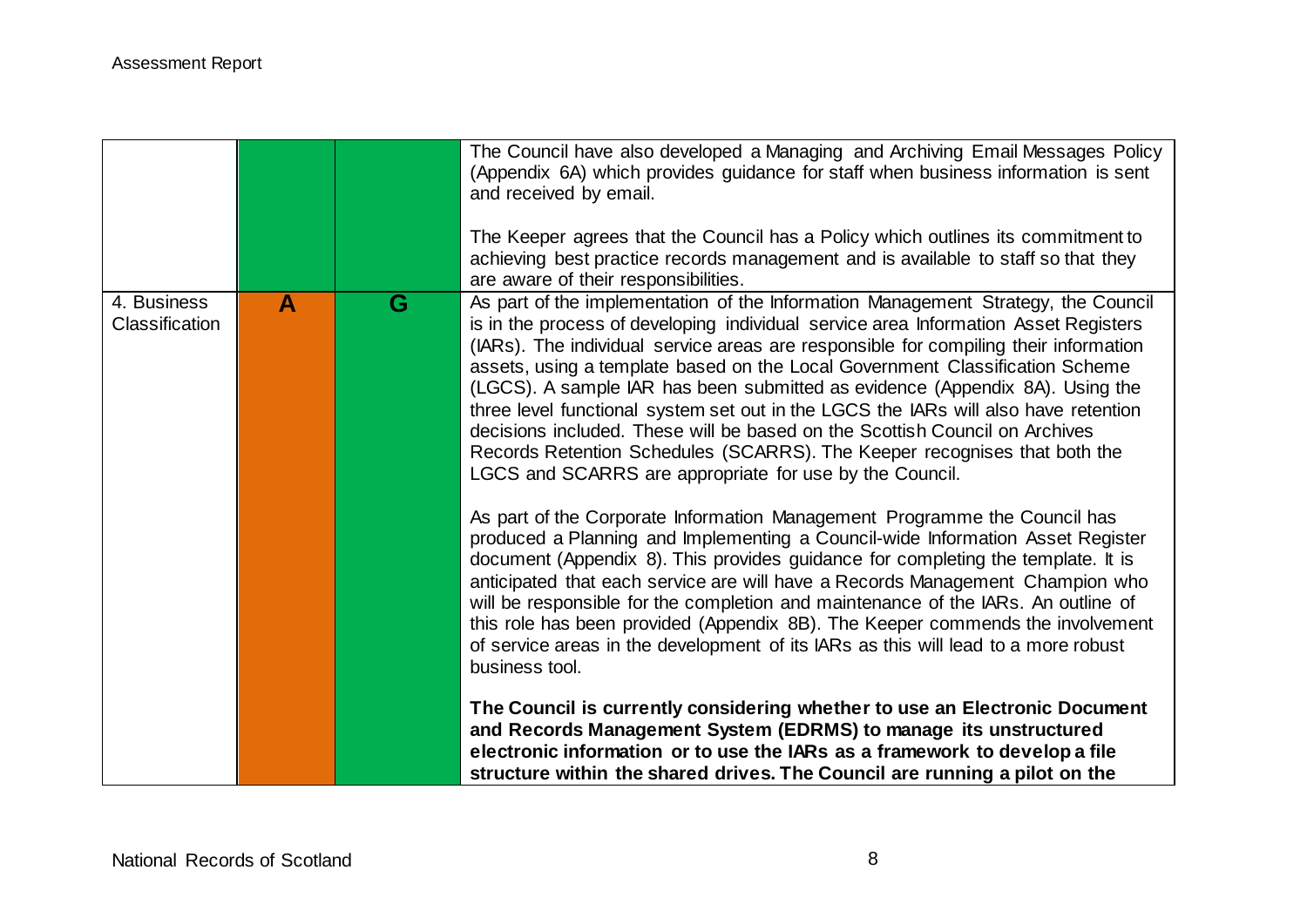| | | | |
|---|---|---|---|
| | | | The Council have also developed a Managing and Archiving Email Messages Policy (Appendix 6A) which provides guidance for staff when business information is sent and received by email.<br><br>The Keeper agrees that the Council has a Policy which outlines its commitment to achieving best practice records management and is available to staff so that they are aware of their responsibilities. |
| 4. Business Classification | **A** | **G** | As part of the implementation of the Information Management Strategy, the Council is in the process of developing individual service area Information Asset Registers (IARs). The individual service areas are responsible for compiling their information assets, using a template based on the Local Government Classification Scheme (LGCS). A sample IAR has been submitted as evidence (Appendix 8A). Using the three level functional system set out in the LGCS the IARs will also have retention decisions included. These will be based on the Scottish Council on Archives Records Retention Schedules (SCARRS). The Keeper recognises that both the LGCS and SCARRS are appropriate for use by the Council.<br><br>As part of the Corporate Information Management Programme the Council has produced a Planning and Implementing a Council-wide Information Asset Register document (Appendix 8). This provides guidance for completing the template. It is anticipated that each service are will have a Records Management Champion who will be responsible for the completion and maintenance of the IARs. An outline of this role has been provided (Appendix 8B). The Keeper commends the involvement of service areas in the development of its IARs as this will lead to a more robust business tool.<br><br>**The Council is currently considering whether to use an Electronic Document and Records Management System (EDRMS) to manage its unstructured electronic information or to use the IARs as a framework to develop a file structure within the shared drives. The Council are running a pilot on the** |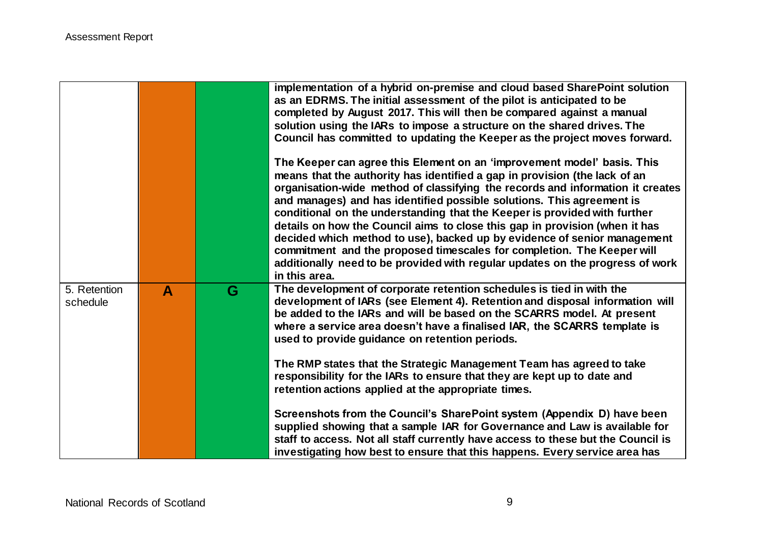| | | | |
|---|---|---|---|
| | | | **implementation of a hybrid on-premise and cloud based SharePoint solution as an EDRMS. The initial assessment of the pilot is anticipated to be completed by August 2017. This will then be compared against a manual solution using the IARs to impose a structure on the shared drives. The Council has committed to updating the Keeper as the project moves forward.**<br><br>**The Keeper can agree this Element on an 'improvement model' basis. This means that the authority has identified a gap in provision (the lack of an organisation-wide method of classifying the records and information it creates and manages) and has identified possible solutions. This agreement is conditional on the understanding that the Keeper is provided with further details on how the Council aims to close this gap in provision (when it has decided which method to use), backed up by evidence of senior management commitment and the proposed timescales for completion. The Keeper will additionally need to be provided with regular updates on the progress of work in this area.** |
| 5. Retention schedule | **A** | **G** | **The development of corporate retention schedules is tied in with the development of IARs (see Element 4). Retention and disposal information will be added to the IARs and will be based on the SCARRS model. At present where a service area doesn't have a finalised IAR, the SCARRS template is used to provide guidance on retention periods.**<br><br>**The RMP states that the Strategic Management Team has agreed to take responsibility for the IARs to ensure that they are kept up to date and retention actions applied at the appropriate times.**<br><br>**Screenshots from the Council's SharePoint system (Appendix D) have been supplied showing that a sample IAR for Governance and Law is available for staff to access. Not all staff currently have access to these but the Council is investigating how best to ensure that this happens. Every service area has** |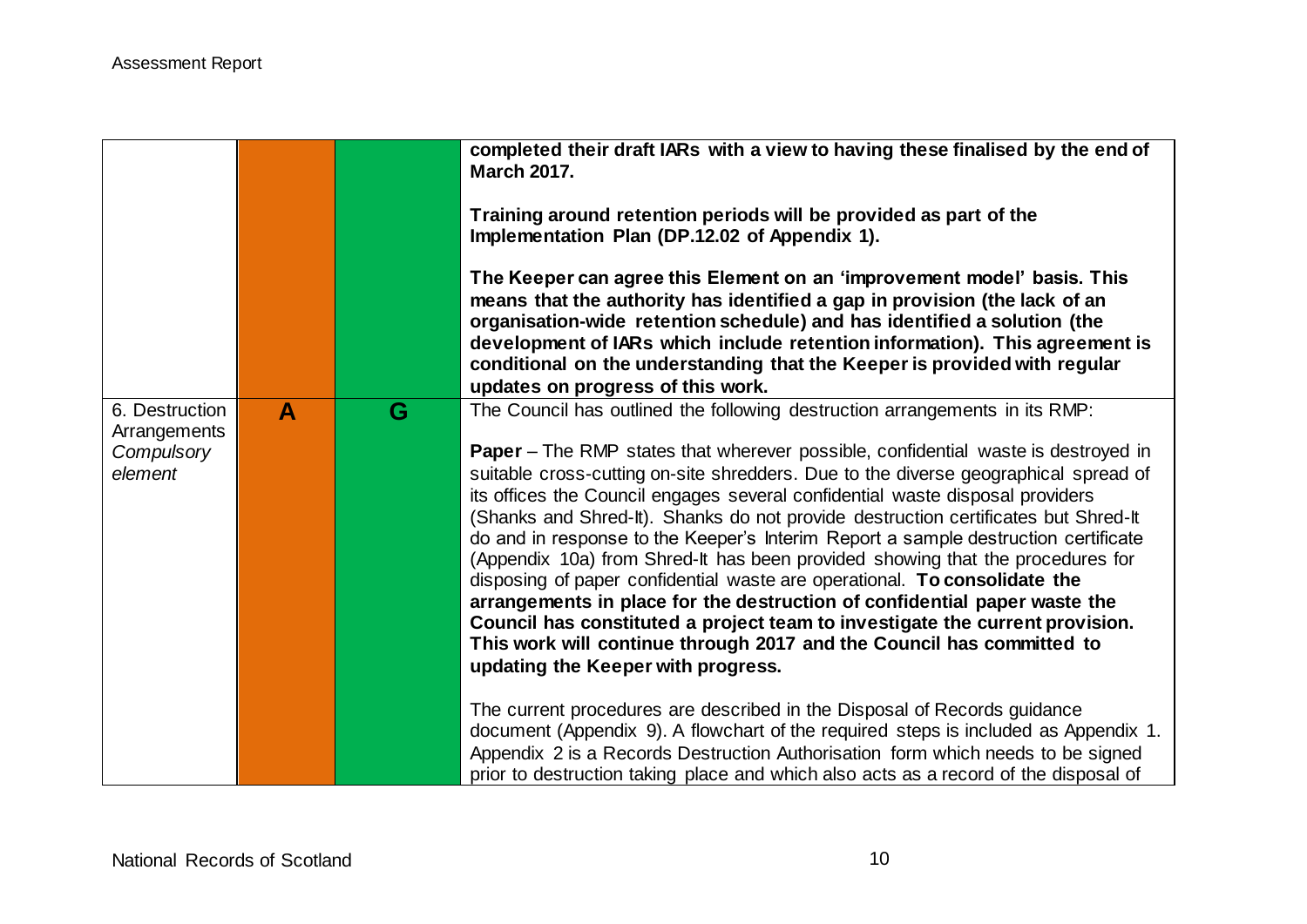| | | | |
|---|---|---|---|
| | | | **completed their draft IARs with a view to having these finalised by the end of March 2017.**<br><br>**Training around retention periods will be provided as part of the Implementation Plan (DP.12.02 of Appendix 1).**<br><br>**The Keeper can agree this Element on an 'improvement model' basis. This means that the authority has identified a gap in provision (the lack of an organisation-wide retention schedule) and has identified a solution (the development of IARs which include retention information). This agreement is conditional on the understanding that the Keeper is provided with regular updates on progress of this work.** |
| 6. Destruction Arrangements *Compulsory element* | **A** | **G** | The Council has outlined the following destruction arrangements in its RMP:<br><br>**Paper** – The RMP states that wherever possible, confidential waste is destroyed in suitable cross-cutting on-site shredders. Due to the diverse geographical spread of its offices the Council engages several confidential waste disposal providers (Shanks and Shred-It). Shanks do not provide destruction certificates but Shred-It do and in response to the Keeper's Interim Report a sample destruction certificate (Appendix 10a) from Shred-It has been provided showing that the procedures for disposing of paper confidential waste are operational. **To consolidate the arrangements in place for the destruction of confidential paper waste the Council has constituted a project team to investigate the current provision. This work will continue through 2017 and the Council has committed to updating the Keeper with progress.**<br><br>The current procedures are described in the Disposal of Records guidance document (Appendix 9). A flowchart of the required steps is included as Appendix 1. Appendix 2 is a Records Destruction Authorisation form which needs to be signed prior to destruction taking place and which also acts as a record of the disposal of |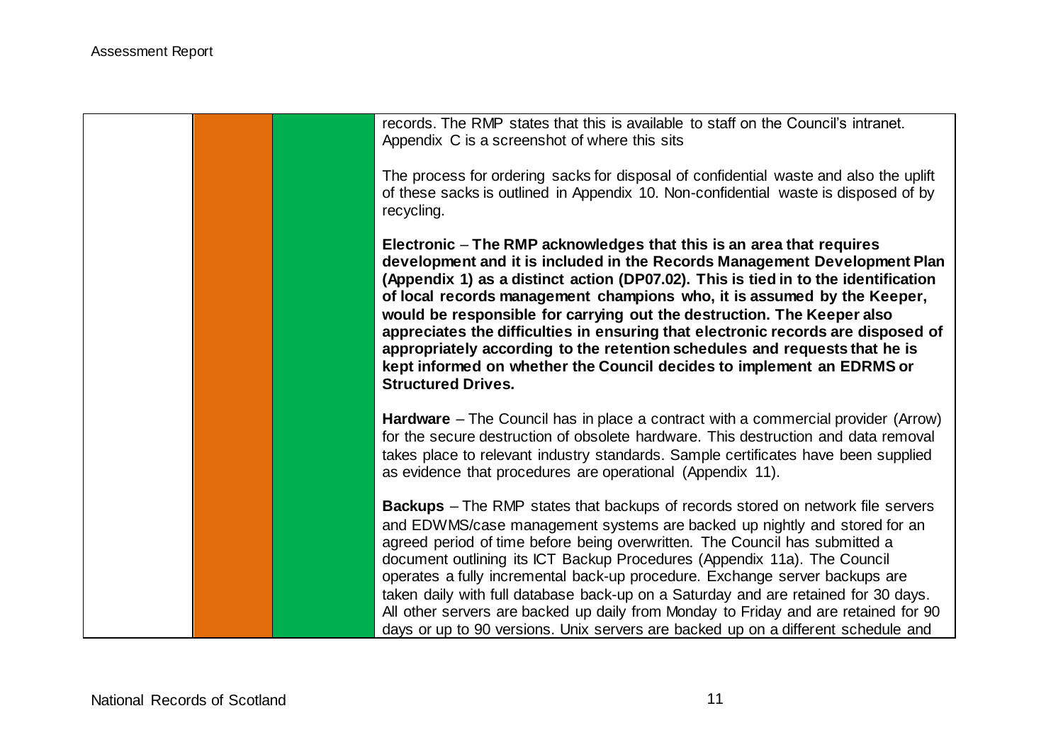| | | | |
|---|---|---|---|
| | | | records. The RMP states that this is available to staff on the Council's intranet. Appendix C is a screenshot of where this sits<br><br>The process for ordering sacks for disposal of confidential waste and also the uplift of these sacks is outlined in Appendix 10. Non-confidential waste is disposed of by recycling.<br><br>Electronic – **The RMP acknowledges that this is an area that requires development and it is included in the Records Management Development Plan (Appendix 1) as a distinct action (DP07.02). This is tied in to the identification of local records management champions who, it is assumed by the Keeper, would be responsible for carrying out the destruction. The Keeper also appreciates the difficulties in ensuring that electronic records are disposed of appropriately according to the retention schedules and requests that he is kept informed on whether the Council decides to implement an EDRMS or Structured Drives.**<br><br>**Hardware** – The Council has in place a contract with a commercial provider (Arrow) for the secure destruction of obsolete hardware. This destruction and data removal takes place to relevant industry standards. Sample certificates have been supplied as evidence that procedures are operational (Appendix 11).<br><br>**Backups** – The RMP states that backups of records stored on network file servers and EDWMS/case management systems are backed up nightly and stored for an agreed period of time before being overwritten. The Council has submitted a document outlining its ICT Backup Procedures (Appendix 11a). The Council operates a fully incremental back-up procedure. Exchange server backups are taken daily with full database back-up on a Saturday and are retained for 30 days. All other servers are backed up daily from Monday to Friday and are retained for 90 days or up to 90 versions. Unix servers are backed up on a different schedule and |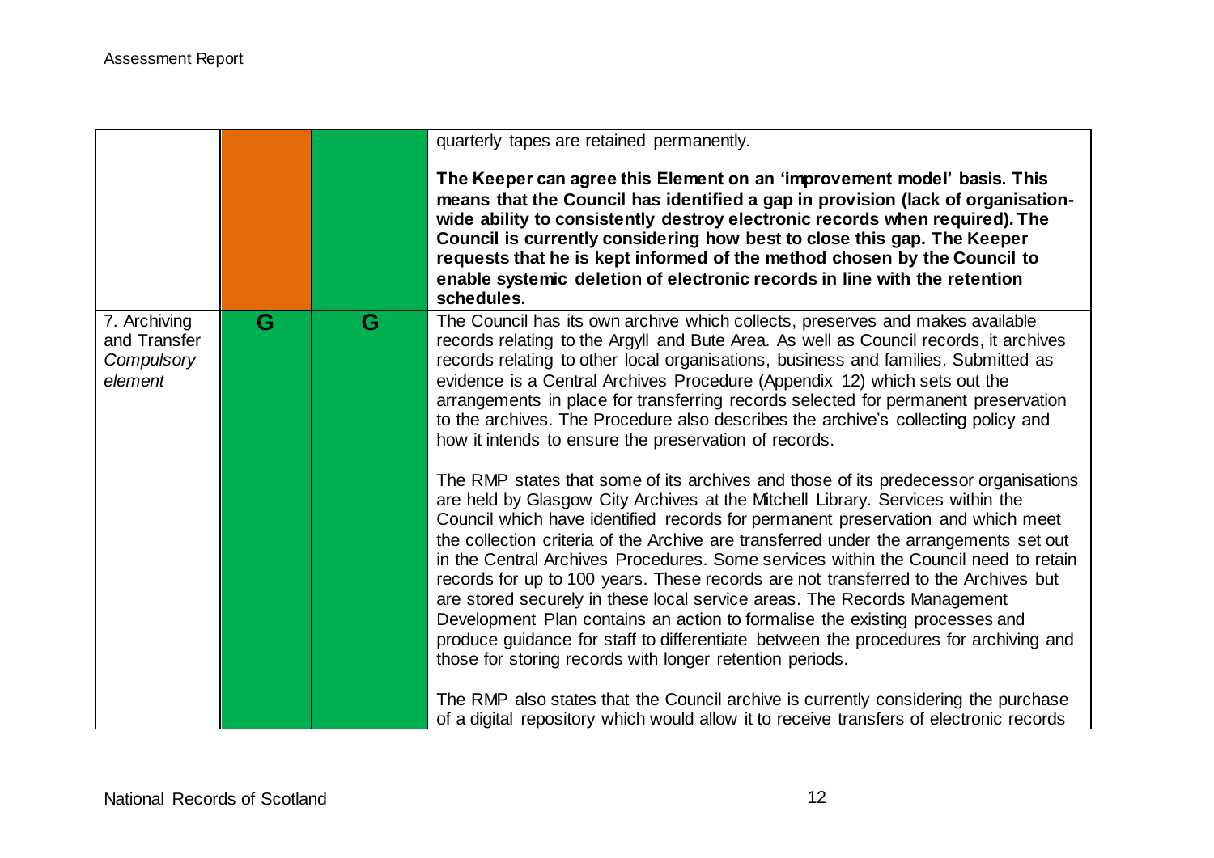| | | | |
|---|---|---|---|
| | | | quarterly tapes are retained permanently.<br><br>**The Keeper can agree this Element on an 'improvement model' basis. This means that the Council has identified a gap in provision (lack of organisation-wide ability to consistently destroy electronic records when required). The Council is currently considering how best to close this gap. The Keeper requests that he is kept informed of the method chosen by the Council to enable systemic deletion of electronic records in line with the retention schedules.** |
| 7. Archiving and Transfer *Compulsory element* | G | G | The Council has its own archive which collects, preserves and makes available records relating to the Argyll and Bute Area. As well as Council records, it archives records relating to other local organisations, business and families. Submitted as evidence is a Central Archives Procedure (Appendix 12) which sets out the arrangements in place for transferring records selected for permanent preservation to the archives. The Procedure also describes the archive's collecting policy and how it intends to ensure the preservation of records.<br><br>The RMP states that some of its archives and those of its predecessor organisations are held by Glasgow City Archives at the Mitchell Library. Services within the Council which have identified records for permanent preservation and which meet the collection criteria of the Archive are transferred under the arrangements set out in the Central Archives Procedures. Some services within the Council need to retain records for up to 100 years. These records are not transferred to the Archives but are stored securely in these local service areas. The Records Management Development Plan contains an action to formalise the existing processes and produce guidance for staff to differentiate between the procedures for archiving and those for storing records with longer retention periods.<br><br>The RMP also states that the Council archive is currently considering the purchase of a digital repository which would allow it to receive transfers of electronic records |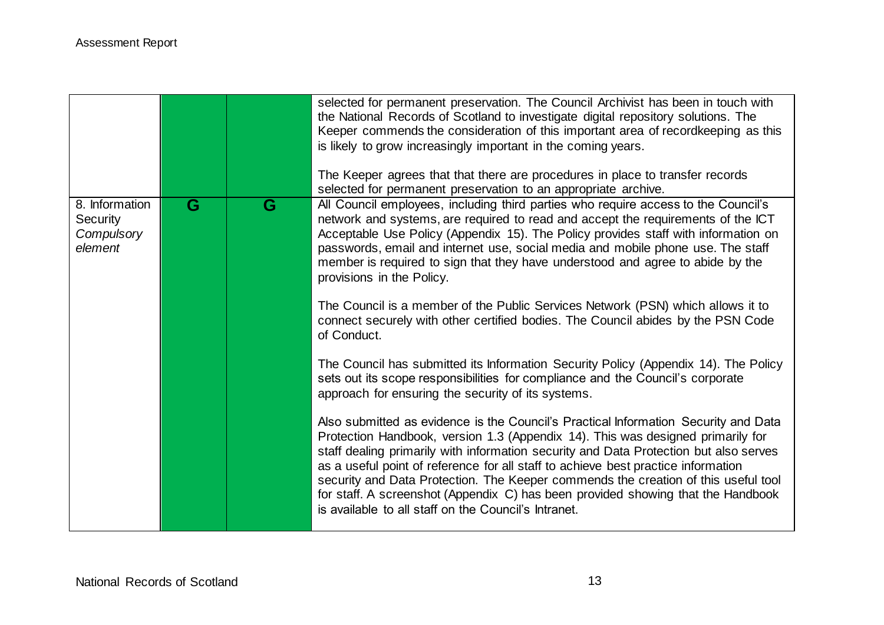| | | | |
|---|---|---|---|
| | | | selected for permanent preservation. The Council Archivist has been in touch with the National Records of Scotland to investigate digital repository solutions. The Keeper commends the consideration of this important area of recordkeeping as this is likely to grow increasingly important in the coming years.<br><br>The Keeper agrees that that there are procedures in place to transfer records selected for permanent preservation to an appropriate archive. |
| 8. Information Security *Compulsory element* | **G** | **G** | All Council employees, including third parties who require access to the Council's network and systems, are required to read and accept the requirements of the ICT Acceptable Use Policy (Appendix 15). The Policy provides staff with information on passwords, email and internet use, social media and mobile phone use. The staff member is required to sign that they have understood and agree to abide by the provisions in the Policy.<br><br>The Council is a member of the Public Services Network (PSN) which allows it to connect securely with other certified bodies. The Council abides by the PSN Code of Conduct.<br><br>The Council has submitted its Information Security Policy (Appendix 14). The Policy sets out its scope responsibilities for compliance and the Council's corporate approach for ensuring the security of its systems.<br><br>Also submitted as evidence is the Council's Practical Information Security and Data Protection Handbook, version 1.3 (Appendix 14). This was designed primarily for staff dealing primarily with information security and Data Protection but also serves as a useful point of reference for all staff to achieve best practice information security and Data Protection. The Keeper commends the creation of this useful tool for staff. A screenshot (Appendix C) has been provided showing that the Handbook is available to all staff on the Council's Intranet. |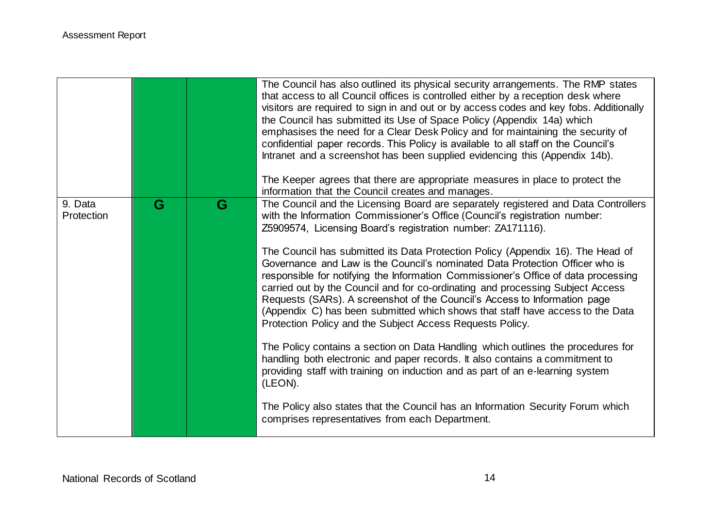| | | | |
|---|---|---|---|
| | | | The Council has also outlined its physical security arrangements. The RMP states that access to all Council offices is controlled either by a reception desk where visitors are required to sign in and out or by access codes and key fobs. Additionally the Council has submitted its Use of Space Policy (Appendix 14a) which emphasises the need for a Clear Desk Policy and for maintaining the security of confidential paper records. This Policy is available to all staff on the Council's Intranet and a screenshot has been supplied evidencing this (Appendix 14b).<br><br>The Keeper agrees that there are appropriate measures in place to protect the information that the Council creates and manages. |
| 9. Data Protection | G | G | The Council and the Licensing Board are separately registered and Data Controllers with the Information Commissioner's Office (Council's registration number: Z5909574, Licensing Board's registration number: ZA171116).<br><br>The Council has submitted its Data Protection Policy (Appendix 16). The Head of Governance and Law is the Council's nominated Data Protection Officer who is responsible for notifying the Information Commissioner's Office of data processing carried out by the Council and for co-ordinating and processing Subject Access Requests (SARs). A screenshot of the Council's Access to Information page (Appendix C) has been submitted which shows that staff have access to the Data Protection Policy and the Subject Access Requests Policy.<br><br>The Policy contains a section on Data Handling which outlines the procedures for handling both electronic and paper records. It also contains a commitment to providing staff with training on induction and as part of an e-learning system (LEON).<br><br>The Policy also states that the Council has an Information Security Forum which comprises representatives from each Department. |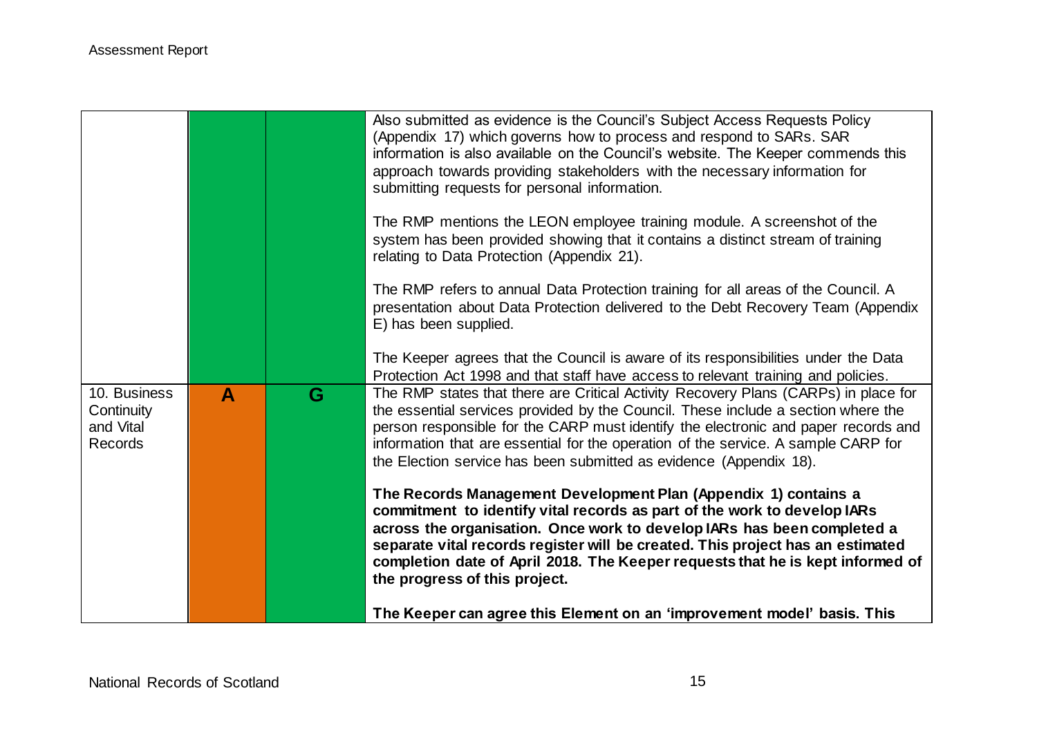| | | | |
|---|---|---|---|
| | | | Also submitted as evidence is the Council's Subject Access Requests Policy (Appendix 17) which governs how to process and respond to SARs. SAR information is also available on the Council's website. The Keeper commends this approach towards providing stakeholders with the necessary information for submitting requests for personal information.<br><br>The RMP mentions the LEON employee training module. A screenshot of the system has been provided showing that it contains a distinct stream of training relating to Data Protection (Appendix 21).<br><br>The RMP refers to annual Data Protection training for all areas of the Council. A presentation about Data Protection delivered to the Debt Recovery Team (Appendix E) has been supplied.<br><br>The Keeper agrees that the Council is aware of its responsibilities under the Data Protection Act 1998 and that staff have access to relevant training and policies. |
| 10. Business Continuity and Vital Records | **A** | **G** | The RMP states that there are Critical Activity Recovery Plans (CARPs) in place for the essential services provided by the Council. These include a section where the person responsible for the CARP must identify the electronic and paper records and information that are essential for the operation of the service. A sample CARP for the Election service has been submitted as evidence (Appendix 18).<br><br>**The Records Management Development Plan (Appendix 1) contains a commitment to identify vital records as part of the work to develop IARs across the organisation. Once work to develop IARs has been completed a separate vital records register will be created. This project has an estimated completion date of April 2018. The Keeper requests that he is kept informed of the progress of this project.**<br><br>**The Keeper can agree this Element on an 'improvement model' basis. This** |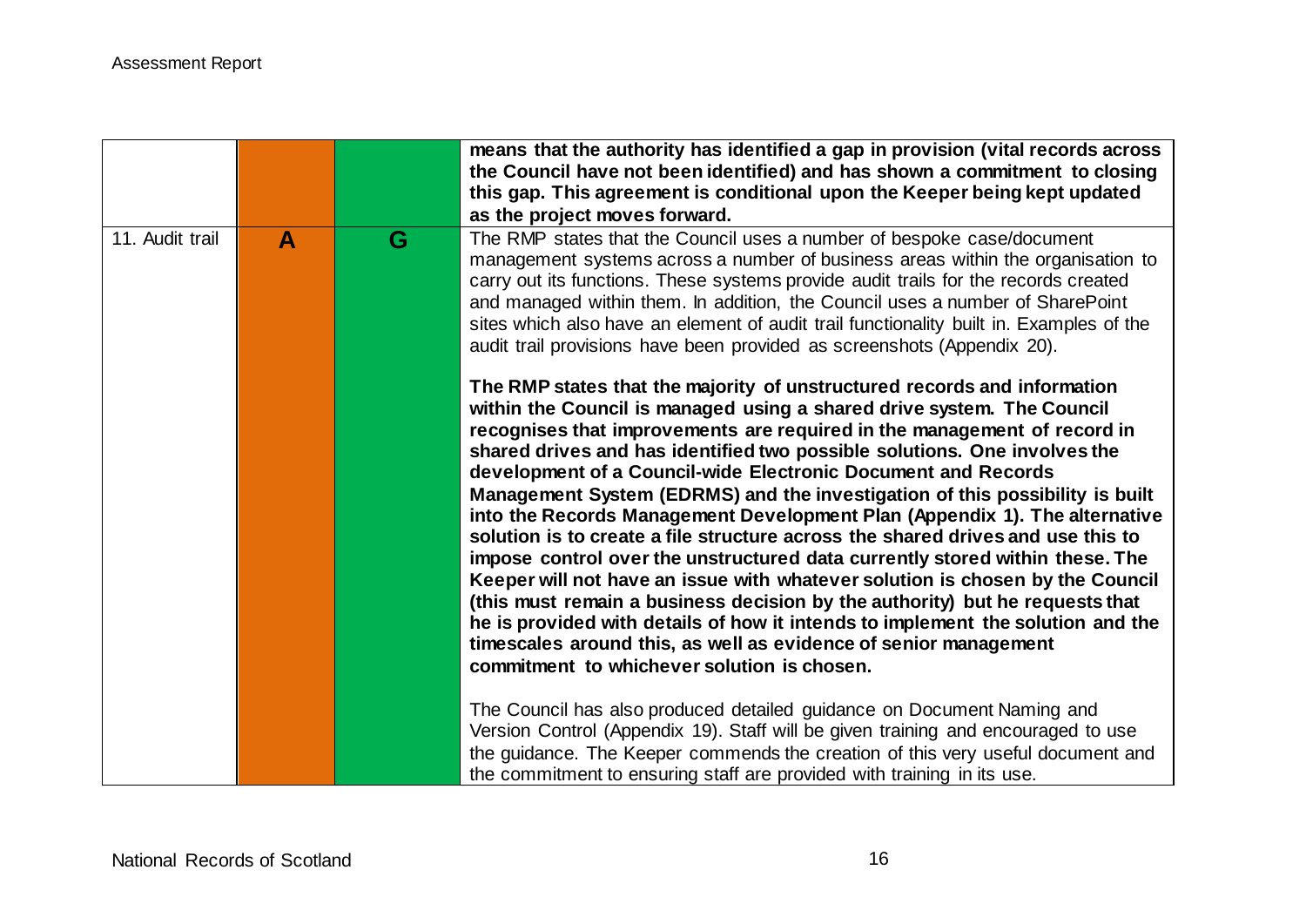| | | | |
|---|---|---|---|
| | | | **means that the authority has identified a gap in provision (vital records across the Council have not been identified) and has shown a commitment to closing this gap. This agreement is conditional upon the Keeper being kept updated as the project moves forward.** |
| 11. Audit trail | **A** | **G** | The RMP states that the Council uses a number of bespoke case/document management systems across a number of business areas within the organisation to carry out its functions. These systems provide audit trails for the records created and managed within them. In addition, the Council uses a number of SharePoint sites which also have an element of audit trail functionality built in. Examples of the audit trail provisions have been provided as screenshots (Appendix 20).<br><br>**The RMP states that the majority of unstructured records and information within the Council is managed using a shared drive system. The Council recognises that improvements are required in the management of record in shared drives and has identified two possible solutions. One involves the development of a Council-wide Electronic Document and Records Management System (EDRMS) and the investigation of this possibility is built into the Records Management Development Plan (Appendix 1). The alternative solution is to create a file structure across the shared drives and use this to impose control over the unstructured data currently stored within these. The Keeper will not have an issue with whatever solution is chosen by the Council (this must remain a business decision by the authority) but he requests that he is provided with details of how it intends to implement the solution and the timescales around this, as well as evidence of senior management commitment to whichever solution is chosen.**<br><br>The Council has also produced detailed guidance on Document Naming and Version Control (Appendix 19). Staff will be given training and encouraged to use the guidance. The Keeper commends the creation of this very useful document and the commitment to ensuring staff are provided with training in its use. |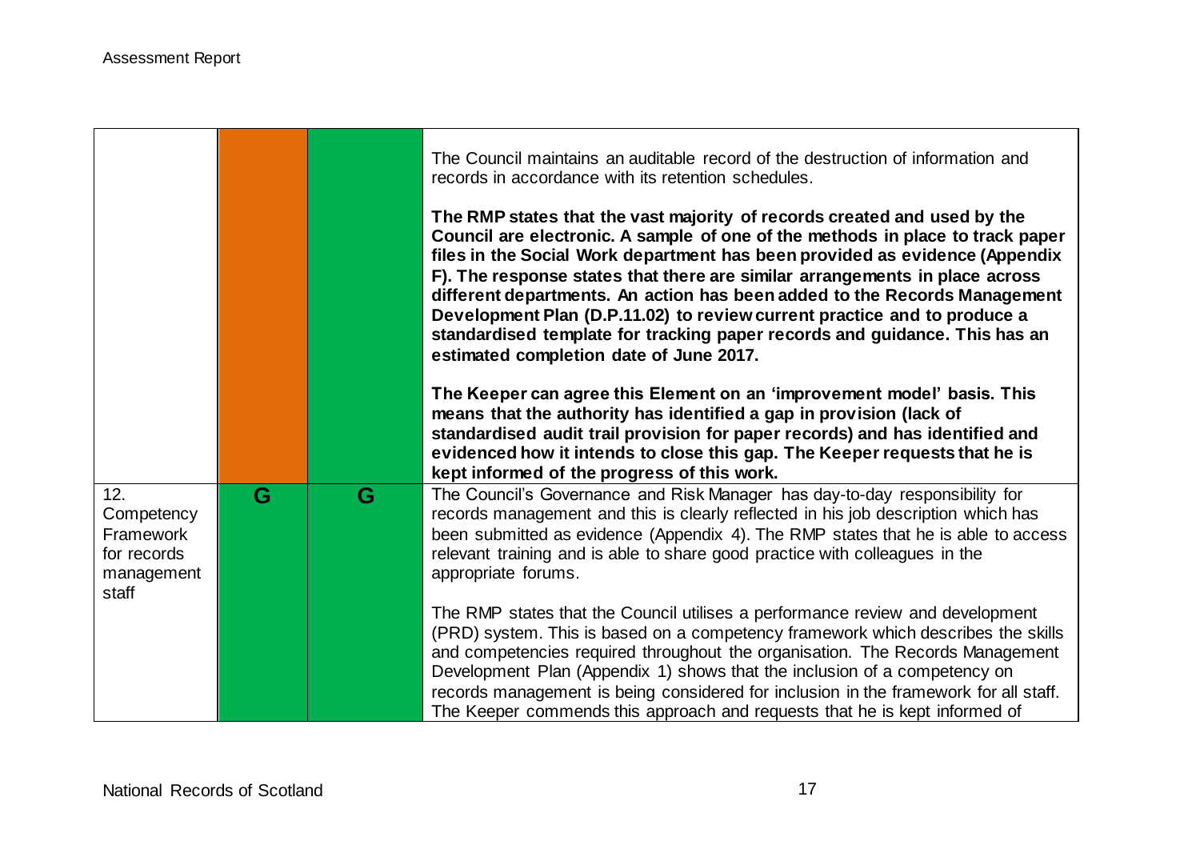|  |  |  |  |
|---|---|---|---|
|  |  |  | The Council maintains an auditable record of the destruction of information and records in accordance with its retention schedules.<br><br>**The RMP states that the vast majority of records created and used by the Council are electronic. A sample of one of the methods in place to track paper files in the Social Work department has been provided as evidence (Appendix F). The response states that there are similar arrangements in place across different departments. An action has been added to the Records Management Development Plan (D.P.11.02) to review current practice and to produce a standardised template for tracking paper records and guidance. This has an estimated completion date of June 2017.**<br><br>**The Keeper can agree this Element on an 'improvement model' basis. This means that the authority has identified a gap in provision (lack of standardised audit trail provision for paper records) and has identified and evidenced how it intends to close this gap. The Keeper requests that he is kept informed of the progress of this work.** |
| 12. Competency Framework for records management staff | G | G | The Council's Governance and Risk Manager has day-to-day responsibility for records management and this is clearly reflected in his job description which has been submitted as evidence (Appendix 4). The RMP states that he is able to access relevant training and is able to share good practice with colleagues in the appropriate forums.<br><br>The RMP states that the Council utilises a performance review and development (PRD) system. This is based on a competency framework which describes the skills and competencies required throughout the organisation. The Records Management Development Plan (Appendix 1) shows that the inclusion of a competency on records management is being considered for inclusion in the framework for all staff. The Keeper commends this approach and requests that he is kept informed of |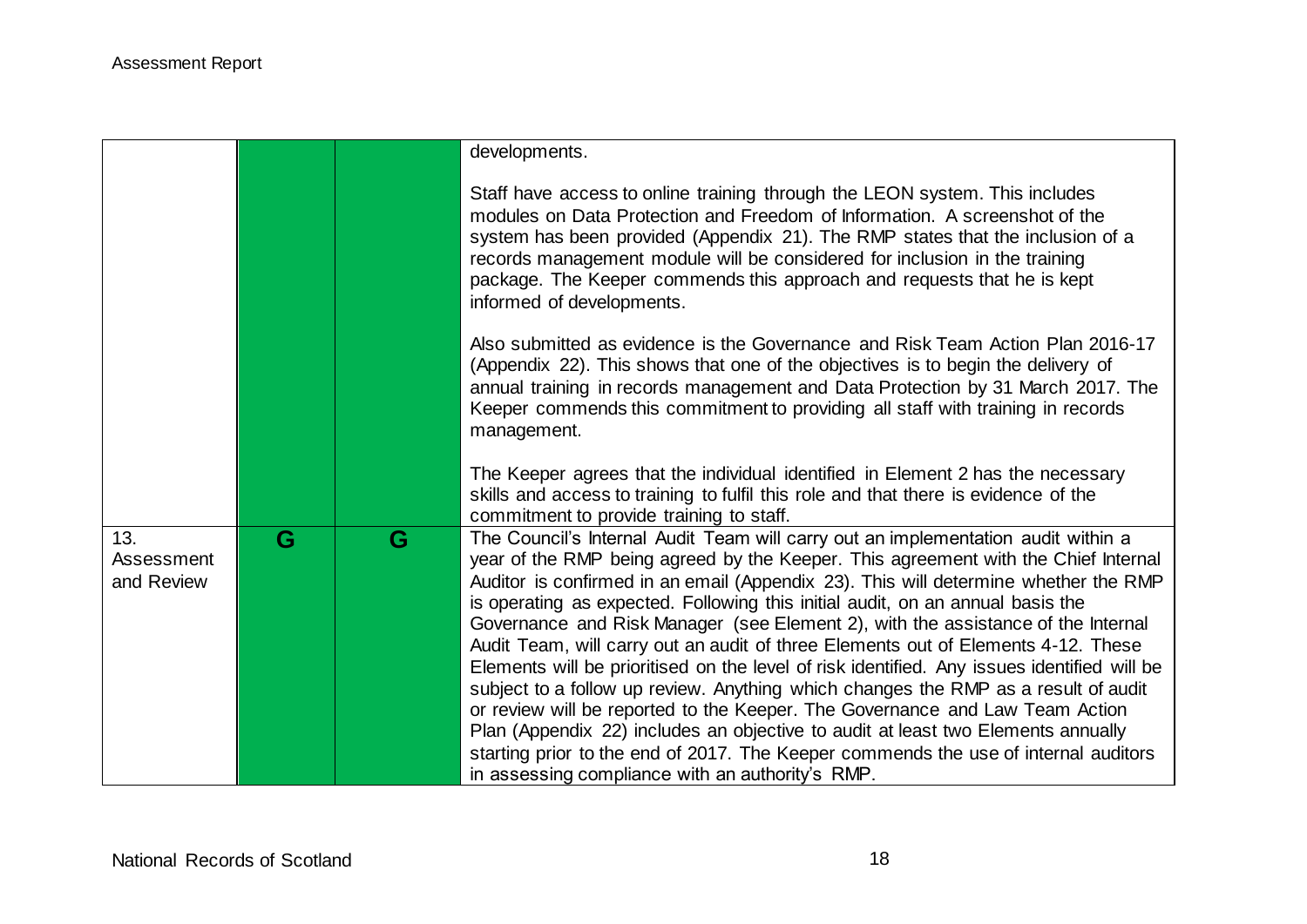| | | | |
|---|---|---|---|
| | | | developments.<br><br>Staff have access to online training through the LEON system. This includes modules on Data Protection and Freedom of Information. A screenshot of the system has been provided (Appendix 21). The RMP states that the inclusion of a records management module will be considered for inclusion in the training package. The Keeper commends this approach and requests that he is kept informed of developments.<br><br>Also submitted as evidence is the Governance and Risk Team Action Plan 2016-17 (Appendix 22). This shows that one of the objectives is to begin the delivery of annual training in records management and Data Protection by 31 March 2017. The Keeper commends this commitment to providing all staff with training in records management.<br><br>The Keeper agrees that the individual identified in Element 2 has the necessary skills and access to training to fulfil this role and that there is evidence of the commitment to provide training to staff. |
| 13. Assessment and Review | G | G | The Council's Internal Audit Team will carry out an implementation audit within a year of the RMP being agreed by the Keeper. This agreement with the Chief Internal Auditor is confirmed in an email (Appendix 23). This will determine whether the RMP is operating as expected. Following this initial audit, on an annual basis the Governance and Risk Manager (see Element 2), with the assistance of the Internal Audit Team, will carry out an audit of three Elements out of Elements 4-12. These Elements will be prioritised on the level of risk identified. Any issues identified will be subject to a follow up review. Anything which changes the RMP as a result of audit or review will be reported to the Keeper. The Governance and Law Team Action Plan (Appendix 22) includes an objective to audit at least two Elements annually starting prior to the end of 2017. The Keeper commends the use of internal auditors in assessing compliance with an authority's RMP. |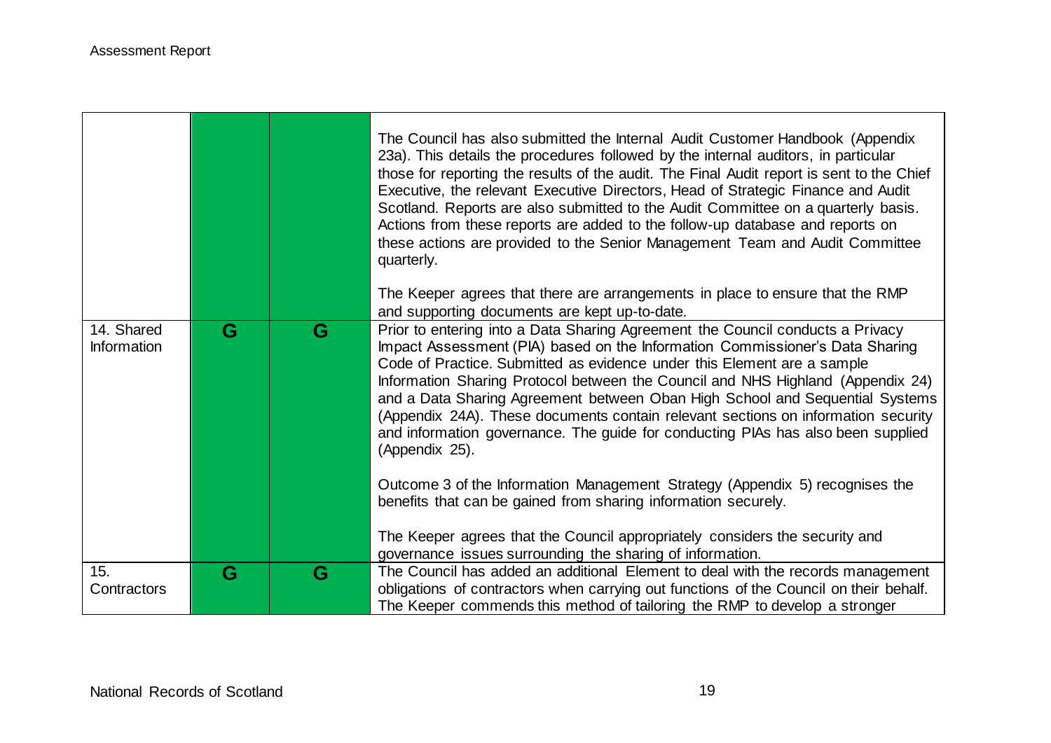|  |  |  |  |
|---|---|---|---|
|  |  |  | The Council has also submitted the Internal Audit Customer Handbook (Appendix 23a). This details the procedures followed by the internal auditors, in particular those for reporting the results of the audit. The Final Audit report is sent to the Chief Executive, the relevant Executive Directors, Head of Strategic Finance and Audit Scotland. Reports are also submitted to the Audit Committee on a quarterly basis. Actions from these reports are added to the follow-up database and reports on these actions are provided to the Senior Management Team and Audit Committee quarterly.<br><br>The Keeper agrees that there are arrangements in place to ensure that the RMP and supporting documents are kept up-to-date. |
| 14. Shared Information | G | G | Prior to entering into a Data Sharing Agreement the Council conducts a Privacy Impact Assessment (PIA) based on the Information Commissioner's Data Sharing Code of Practice. Submitted as evidence under this Element are a sample Information Sharing Protocol between the Council and NHS Highland (Appendix 24) and a Data Sharing Agreement between Oban High School and Sequential Systems (Appendix 24A). These documents contain relevant sections on information security and information governance. The guide for conducting PIAs has also been supplied (Appendix 25).<br><br>Outcome 3 of the Information Management Strategy (Appendix 5) recognises the benefits that can be gained from sharing information securely.<br><br>The Keeper agrees that the Council appropriately considers the security and governance issues surrounding the sharing of information. |
| 15. Contractors | G | G | The Council has added an additional Element to deal with the records management obligations of contractors when carrying out functions of the Council on their behalf. The Keeper commends this method of tailoring the RMP to develop a stronger |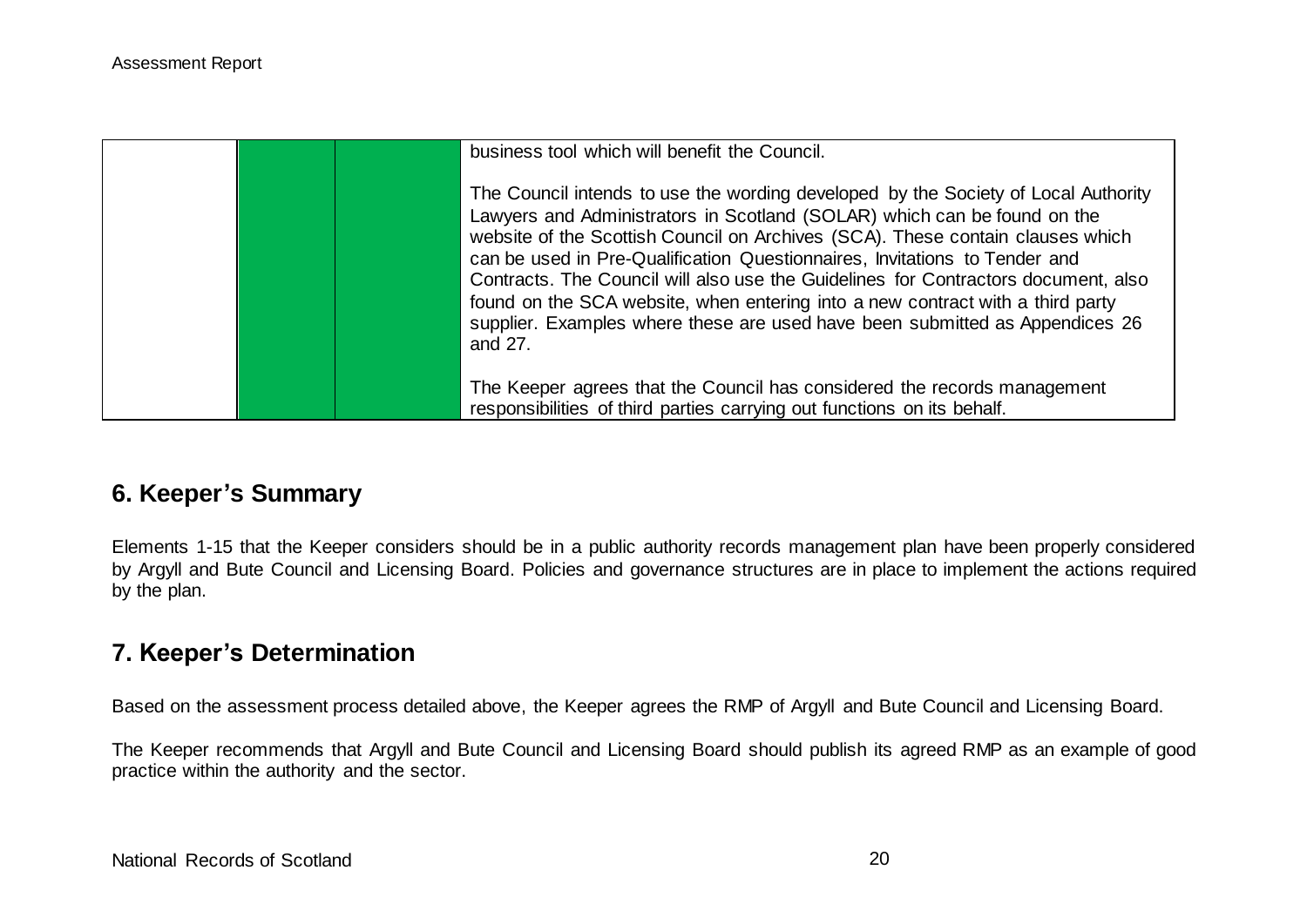|  |  |  | business tool which will benefit the Council.<br><br>The Council intends to use the wording developed by the Society of Local Authority Lawyers and Administrators in Scotland (SOLAR) which can be found on the website of the Scottish Council on Archives (SCA). These contain clauses which can be used in Pre-Qualification Questionnaires, Invitations to Tender and Contracts. The Council will also use the Guidelines for Contractors document, also found on the SCA website, when entering into a new contract with a third party supplier. Examples where these are used have been submitted as Appendices 26 and 27.<br><br>The Keeper agrees that the Council has considered the records management responsibilities of third parties carrying out functions on its behalf. |
|---|---|---|---|

## 6. Keeper's Summary

Elements 1-15 that the Keeper considers should be in a public authority records management plan have been properly considered by Argyll and Bute Council and Licensing Board. Policies and governance structures are in place to implement the actions required by the plan.

## 7. Keeper's Determination

Based on the assessment process detailed above, the Keeper agrees the RMP of Argyll and Bute Council and Licensing Board.

The Keeper recommends that Argyll and Bute Council and Licensing Board should publish its agreed RMP as an example of good practice within the authority and the sector.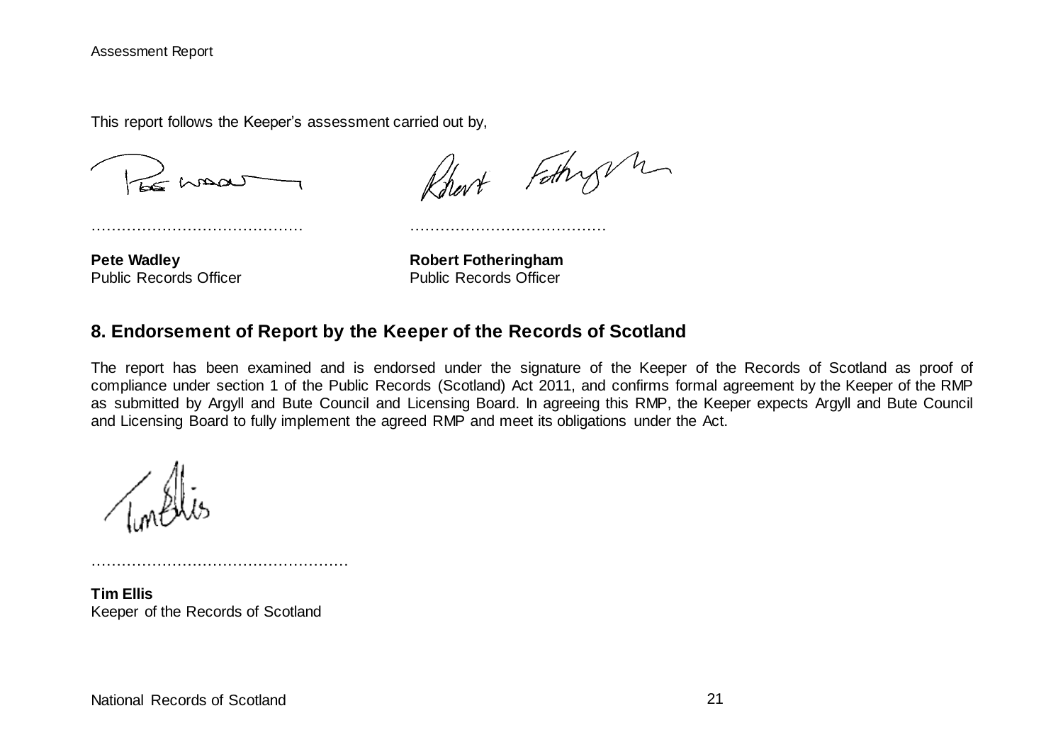This report follows the Keeper's assessment carried out by,

…………………………………… …………………………………

**Pete Wadley**
Public Records Officer

**Robert Fotheringham**
Public Records Officer

## 8. Endorsement of Report by the Keeper of the Records of Scotland

The report has been examined and is endorsed under the signature of the Keeper of the Records of Scotland as proof of compliance under section 1 of the Public Records (Scotland) Act 2011, and confirms formal agreement by the Keeper of the RMP as submitted by Argyll and Bute Council and Licensing Board. In agreeing this RMP, the Keeper expects Argyll and Bute Council and Licensing Board to fully implement the agreed RMP and meet its obligations under the Act.

……………………………………………

**Tim Ellis**
Keeper of the Records of Scotland